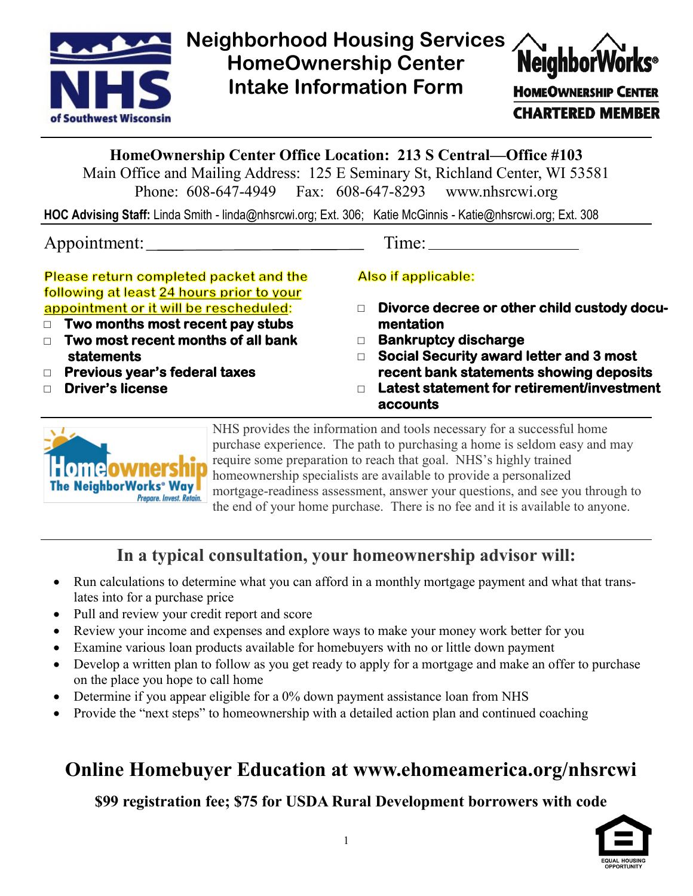# Neighborhood Housing Services HomeOwnership Center Intake Information Form

NHS of Southwest Wisconsin

NeighborWorks® HomeOwnership Center Chartered Member

**HomeOwnership Center Office Location: 213 S Central—Office #103**

Main Office and Mailing Address: 125 E Seminary St, Richland Center, WI 53581

Phone: 608-647-4949 Fax: 608-647-8293 www.nhsrcwi.org

**HOC Advising Staff:** Linda Smith - linda@nhsrcwi.org; Ext. 306; Katie McGinnis - Katie@nhsrcwi.org; Ext. 308

Appointment:_______________________ Time:________________

Please return completed packet and the following at least 24 hours prior to your appointment or it will be rescheduled:

- ☐ **Two months most recent pay stubs**
- ☐ **Two most recent months of all bank statements**
- ☐ **Previous year's federal taxes**
- ☐ **Driver's license**

Also if applicable:

- ☐ **Divorce decree or other child custody documentation**
- ☐ **Bankruptcy discharge**
- ☐ **Social Security award letter and 3 most recent bank statements showing deposits**
- ☐ **Latest statement for retirement/investment accounts**

Homeownership The NeighborWorks® Way — Prepare. Invest. Retain.

NHS provides the information and tools necessary for a successful home purchase experience. The path to purchasing a home is seldom easy and may require some preparation to reach that goal. NHS's highly trained homeownership specialists are available to provide a personalized mortgage-readiness assessment, answer your questions, and see you through to the end of your home purchase. There is no fee and it is available to anyone.

## In a typical consultation, your homeownership advisor will:

- Run calculations to determine what you can afford in a monthly mortgage payment and what that translates into for a purchase price
- Pull and review your credit report and score
- Review your income and expenses and explore ways to make your money work better for you
- Examine various loan products available for homebuyers with no or little down payment
- Develop a written plan to follow as you get ready to apply for a mortgage and make an offer to purchase on the place you hope to call home
- Determine if you appear eligible for a 0% down payment assistance loan from NHS
- Provide the "next steps" to homeownership with a detailed action plan and continued coaching

## Online Homebuyer Education at www.ehomeamerica.org/nhsrcwi

**$99 registration fee; $75 for USDA Rural Development borrowers with code**

EQUAL HOUSING OPPORTUNITY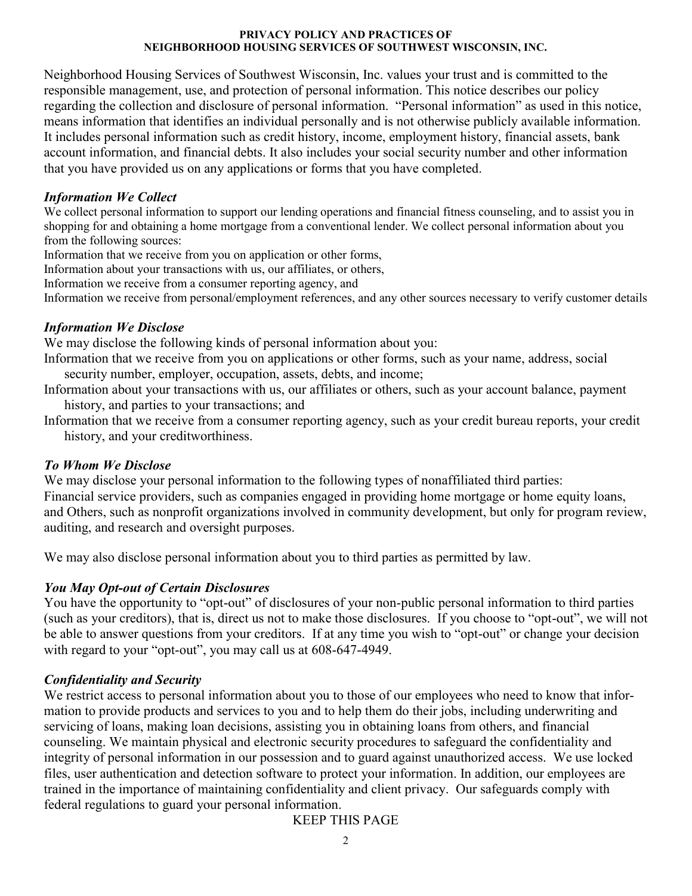**PRIVACY POLICY AND PRACTICES OF**
**NEIGHBORHOOD HOUSING SERVICES OF SOUTHWEST WISCONSIN, INC.**

Neighborhood Housing Services of Southwest Wisconsin, Inc. values your trust and is committed to the responsible management, use, and protection of personal information. This notice describes our policy regarding the collection and disclosure of personal information. "Personal information" as used in this notice, means information that identifies an individual personally and is not otherwise publicly available information. It includes personal information such as credit history, income, employment history, financial assets, bank account information, and financial debts. It also includes your social security number and other information that you have provided us on any applications or forms that you have completed.

### *Information We Collect*

We collect personal information to support our lending operations and financial fitness counseling, and to assist you in shopping for and obtaining a home mortgage from a conventional lender. We collect personal information about you from the following sources:

Information that we receive from you on application or other forms,
Information about your transactions with us, our affiliates, or others,
Information we receive from a consumer reporting agency, and
Information we receive from personal/employment references, and any other sources necessary to verify customer details

### *Information We Disclose*

We may disclose the following kinds of personal information about you:

Information that we receive from you on applications or other forms, such as your name, address, social security number, employer, occupation, assets, debts, and income;
Information about your transactions with us, our affiliates or others, such as your account balance, payment history, and parties to your transactions; and
Information that we receive from a consumer reporting agency, such as your credit bureau reports, your credit history, and your creditworthiness.

### *To Whom We Disclose*

We may disclose your personal information to the following types of nonaffiliated third parties:
Financial service providers, such as companies engaged in providing home mortgage or home equity loans, and Others, such as nonprofit organizations involved in community development, but only for program review, auditing, and research and oversight purposes.

We may also disclose personal information about you to third parties as permitted by law.

### *You May Opt-out of Certain Disclosures*

You have the opportunity to "opt-out" of disclosures of your non-public personal information to third parties (such as your creditors), that is, direct us not to make those disclosures. If you choose to "opt-out", we will not be able to answer questions from your creditors. If at any time you wish to "opt-out" or change your decision with regard to your "opt-out", you may call us at 608-647-4949.

### *Confidentiality and Security*

We restrict access to personal information about you to those of our employees who need to know that information to provide products and services to you and to help them do their jobs, including underwriting and servicing of loans, making loan decisions, assisting you in obtaining loans from others, and financial counseling. We maintain physical and electronic security procedures to safeguard the confidentiality and integrity of personal information in our possession and to guard against unauthorized access. We use locked files, user authentication and detection software to protect your information. In addition, our employees are trained in the importance of maintaining confidentiality and client privacy. Our safeguards comply with federal regulations to guard your personal information.

KEEP THIS PAGE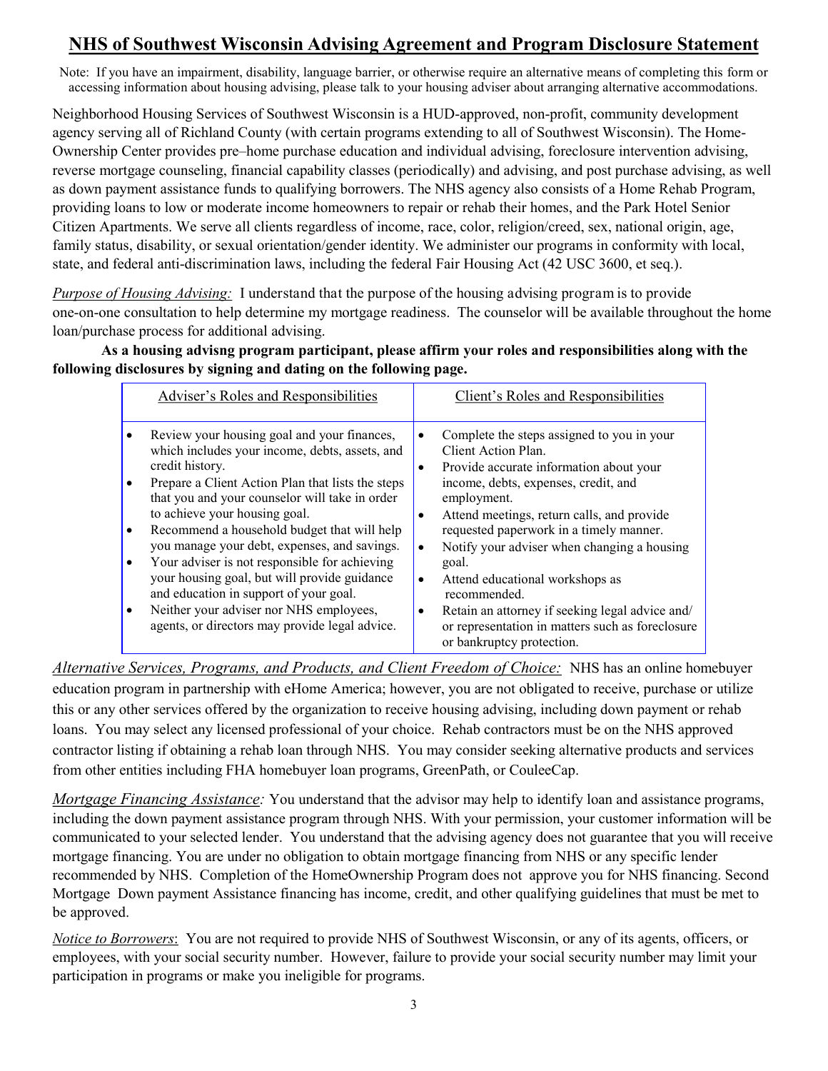# NHS of Southwest Wisconsin Advising Agreement and Program Disclosure Statement

Note: If you have an impairment, disability, language barrier, or otherwise require an alternative means of completing this form or accessing information about housing advising, please talk to your housing adviser about arranging alternative accommodations.

Neighborhood Housing Services of Southwest Wisconsin is a HUD-approved, non-profit, community development agency serving all of Richland County (with certain programs extending to all of Southwest Wisconsin). The Home-Ownership Center provides pre–home purchase education and individual advising, foreclosure intervention advising, reverse mortgage counseling, financial capability classes (periodically) and advising, and post purchase advising, as well as down payment assistance funds to qualifying borrowers. The NHS agency also consists of a Home Rehab Program, providing loans to low or moderate income homeowners to repair or rehab their homes, and the Park Hotel Senior Citizen Apartments. We serve all clients regardless of income, race, color, religion/creed, sex, national origin, age, family status, disability, or sexual orientation/gender identity. We administer our programs in conformity with local, state, and federal anti-discrimination laws, including the federal Fair Housing Act (42 USC 3600, et seq.).

*Purpose of Housing Advising:* I understand that the purpose of the housing advising program is to provide one-on-one consultation to help determine my mortgage readiness. The counselor will be available throughout the home loan/purchase process for additional advising.

**As a housing advisng program participant, please affirm your roles and responsibilities along with the following disclosures by signing and dating on the following page.**

| Adviser's Roles and Responsibilities | Client's Roles and Responsibilities |
|---|---|
| • Review your housing goal and your finances, which includes your income, debts, assets, and credit history.<br>• Prepare a Client Action Plan that lists the steps that you and your counselor will take in order to achieve your housing goal.<br>• Recommend a household budget that will help you manage your debt, expenses, and savings.<br>• Your adviser is not responsible for achieving your housing goal, but will provide guidance and education in support of your goal.<br>• Neither your adviser nor NHS employees, agents, or directors may provide legal advice. | • Complete the steps assigned to you in your Client Action Plan.<br>• Provide accurate information about your income, debts, expenses, credit, and employment.<br>• Attend meetings, return calls, and provide requested paperwork in a timely manner.<br>• Notify your adviser when changing a housing goal.<br>• Attend educational workshops as recommended.<br>• Retain an attorney if seeking legal advice and/ or representation in matters such as foreclosure or bankruptcy protection. |

*Alternative Services, Programs, and Products, and Client Freedom of Choice:* NHS has an online homebuyer education program in partnership with eHome America; however, you are not obligated to receive, purchase or utilize this or any other services offered by the organization to receive housing advising, including down payment or rehab loans. You may select any licensed professional of your choice. Rehab contractors must be on the NHS approved contractor listing if obtaining a rehab loan through NHS. You may consider seeking alternative products and services from other entities including FHA homebuyer loan programs, GreenPath, or CouleeCap.

*Mortgage Financing Assistance:* You understand that the advisor may help to identify loan and assistance programs, including the down payment assistance program through NHS. With your permission, your customer information will be communicated to your selected lender. You understand that the advising agency does not guarantee that you will receive mortgage financing. You are under no obligation to obtain mortgage financing from NHS or any specific lender recommended by NHS. Completion of the HomeOwnership Program does not approve you for NHS financing. Second Mortgage Down payment Assistance financing has income, credit, and other qualifying guidelines that must be met to be approved.

*Notice to Borrowers*: You are not required to provide NHS of Southwest Wisconsin, or any of its agents, officers, or employees, with your social security number. However, failure to provide your social security number may limit your participation in programs or make you ineligible for programs.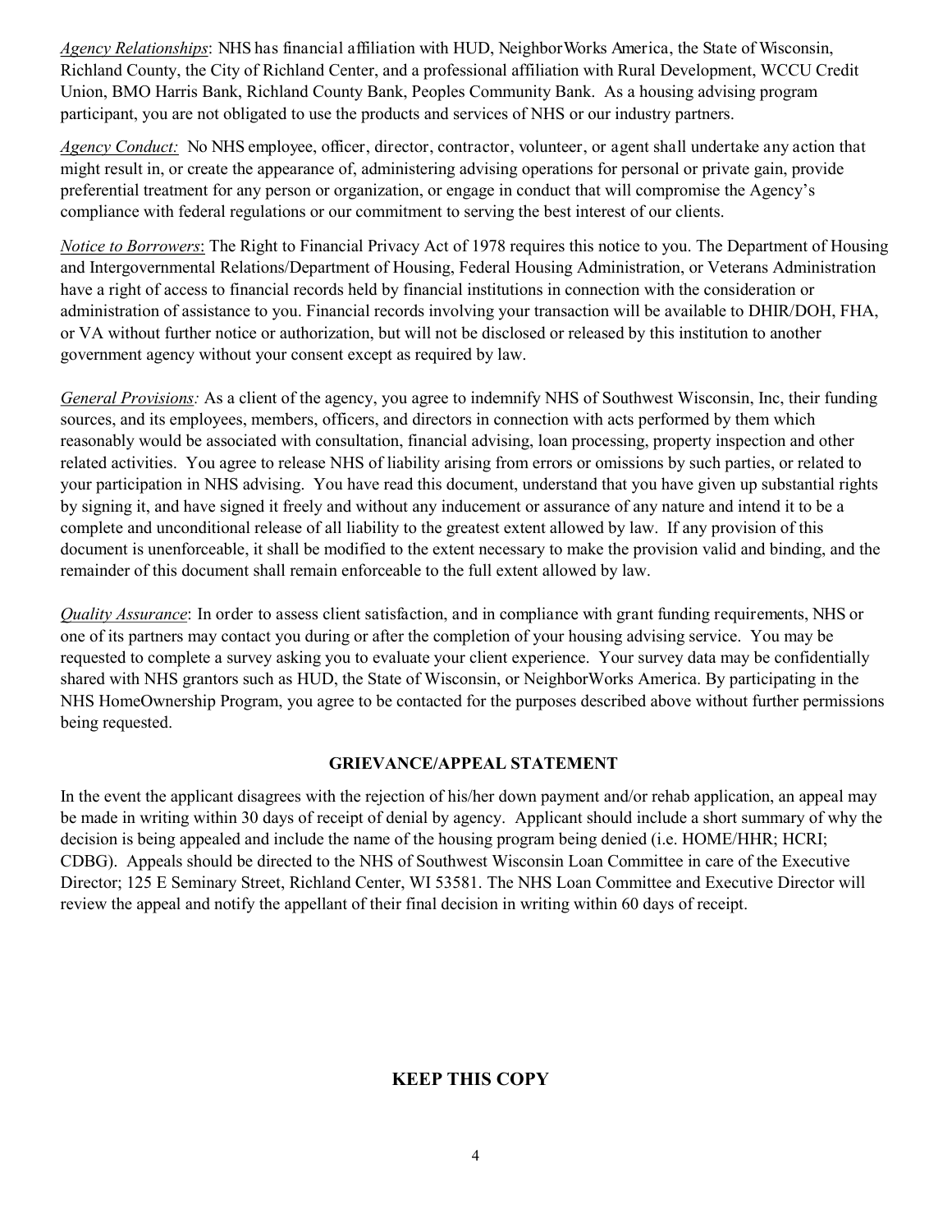*Agency Relationships*: NHS has financial affiliation with HUD, NeighborWorks America, the State of Wisconsin, Richland County, the City of Richland Center, and a professional affiliation with Rural Development, WCCU Credit Union, BMO Harris Bank, Richland County Bank, Peoples Community Bank. As a housing advising program participant, you are not obligated to use the products and services of NHS or our industry partners.

*Agency Conduct:* No NHS employee, officer, director, contractor, volunteer, or agent shall undertake any action that might result in, or create the appearance of, administering advising operations for personal or private gain, provide preferential treatment for any person or organization, or engage in conduct that will compromise the Agency's compliance with federal regulations or our commitment to serving the best interest of our clients.

*Notice to Borrowers*: The Right to Financial Privacy Act of 1978 requires this notice to you. The Department of Housing and Intergovernmental Relations/Department of Housing, Federal Housing Administration, or Veterans Administration have a right of access to financial records held by financial institutions in connection with the consideration or administration of assistance to you. Financial records involving your transaction will be available to DHIR/DOH, FHA, or VA without further notice or authorization, but will not be disclosed or released by this institution to another government agency without your consent except as required by law.

*General Provisions:* As a client of the agency, you agree to indemnify NHS of Southwest Wisconsin, Inc, their funding sources, and its employees, members, officers, and directors in connection with acts performed by them which reasonably would be associated with consultation, financial advising, loan processing, property inspection and other related activities. You agree to release NHS of liability arising from errors or omissions by such parties, or related to your participation in NHS advising. You have read this document, understand that you have given up substantial rights by signing it, and have signed it freely and without any inducement or assurance of any nature and intend it to be a complete and unconditional release of all liability to the greatest extent allowed by law. If any provision of this document is unenforceable, it shall be modified to the extent necessary to make the provision valid and binding, and the remainder of this document shall remain enforceable to the full extent allowed by law.

*Quality Assurance*: In order to assess client satisfaction, and in compliance with grant funding requirements, NHS or one of its partners may contact you during or after the completion of your housing advising service. You may be requested to complete a survey asking you to evaluate your client experience. Your survey data may be confidentially shared with NHS grantors such as HUD, the State of Wisconsin, or NeighborWorks America. By participating in the NHS HomeOwnership Program, you agree to be contacted for the purposes described above without further permissions being requested.

## GRIEVANCE/APPEAL STATEMENT

In the event the applicant disagrees with the rejection of his/her down payment and/or rehab application, an appeal may be made in writing within 30 days of receipt of denial by agency. Applicant should include a short summary of why the decision is being appealed and include the name of the housing program being denied (i.e. HOME/HHR; HCRI; CDBG). Appeals should be directed to the NHS of Southwest Wisconsin Loan Committee in care of the Executive Director; 125 E Seminary Street, Richland Center, WI 53581. The NHS Loan Committee and Executive Director will review the appeal and notify the appellant of their final decision in writing within 60 days of receipt.

**KEEP THIS COPY**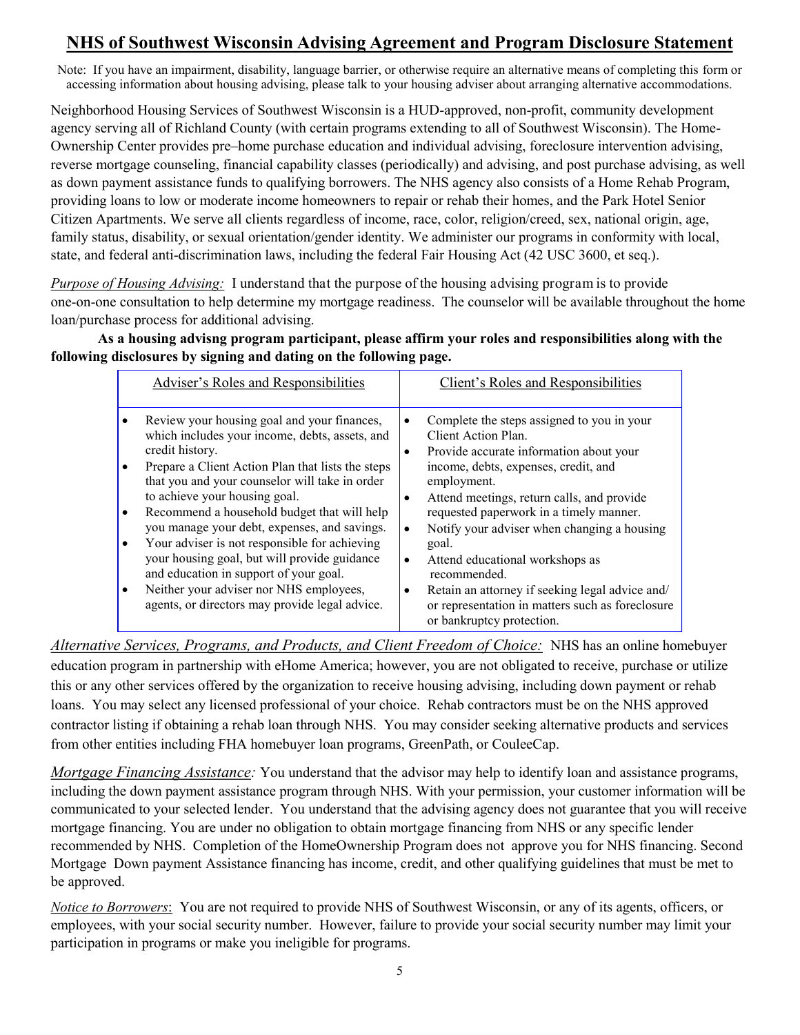# NHS of Southwest Wisconsin Advising Agreement and Program Disclosure Statement

Note: If you have an impairment, disability, language barrier, or otherwise require an alternative means of completing this form or accessing information about housing advising, please talk to your housing adviser about arranging alternative accommodations.

Neighborhood Housing Services of Southwest Wisconsin is a HUD-approved, non-profit, community development agency serving all of Richland County (with certain programs extending to all of Southwest Wisconsin). The Home-Ownership Center provides pre–home purchase education and individual advising, foreclosure intervention advising, reverse mortgage counseling, financial capability classes (periodically) and advising, and post purchase advising, as well as down payment assistance funds to qualifying borrowers. The NHS agency also consists of a Home Rehab Program, providing loans to low or moderate income homeowners to repair or rehab their homes, and the Park Hotel Senior Citizen Apartments. We serve all clients regardless of income, race, color, religion/creed, sex, national origin, age, family status, disability, or sexual orientation/gender identity. We administer our programs in conformity with local, state, and federal anti-discrimination laws, including the federal Fair Housing Act (42 USC 3600, et seq.).

*Purpose of Housing Advising:* I understand that the purpose of the housing advising program is to provide one-on-one consultation to help determine my mortgage readiness. The counselor will be available throughout the home loan/purchase process for additional advising.

**As a housing advisng program participant, please affirm your roles and responsibilities along with the following disclosures by signing and dating on the following page.**

| Adviser's Roles and Responsibilities | Client's Roles and Responsibilities |
|---|---|
| • Review your housing goal and your finances, which includes your income, debts, assets, and credit history.<br>• Prepare a Client Action Plan that lists the steps that you and your counselor will take in order to achieve your housing goal.<br>• Recommend a household budget that will help you manage your debt, expenses, and savings.<br>• Your adviser is not responsible for achieving your housing goal, but will provide guidance and education in support of your goal.<br>• Neither your adviser nor NHS employees, agents, or directors may provide legal advice. | • Complete the steps assigned to you in your Client Action Plan.<br>• Provide accurate information about your income, debts, expenses, credit, and employment.<br>• Attend meetings, return calls, and provide requested paperwork in a timely manner.<br>• Notify your adviser when changing a housing goal.<br>• Attend educational workshops as recommended.<br>• Retain an attorney if seeking legal advice and/ or representation in matters such as foreclosure or bankruptcy protection. |

*Alternative Services, Programs, and Products, and Client Freedom of Choice:* NHS has an online homebuyer education program in partnership with eHome America; however, you are not obligated to receive, purchase or utilize this or any other services offered by the organization to receive housing advising, including down payment or rehab loans. You may select any licensed professional of your choice. Rehab contractors must be on the NHS approved contractor listing if obtaining a rehab loan through NHS. You may consider seeking alternative products and services from other entities including FHA homebuyer loan programs, GreenPath, or CouleeCap.

*Mortgage Financing Assistance:* You understand that the advisor may help to identify loan and assistance programs, including the down payment assistance program through NHS. With your permission, your customer information will be communicated to your selected lender. You understand that the advising agency does not guarantee that you will receive mortgage financing. You are under no obligation to obtain mortgage financing from NHS or any specific lender recommended by NHS. Completion of the HomeOwnership Program does not approve you for NHS financing. Second Mortgage Down payment Assistance financing has income, credit, and other qualifying guidelines that must be met to be approved.

*Notice to Borrowers*: You are not required to provide NHS of Southwest Wisconsin, or any of its agents, officers, or employees, with your social security number. However, failure to provide your social security number may limit your participation in programs or make you ineligible for programs.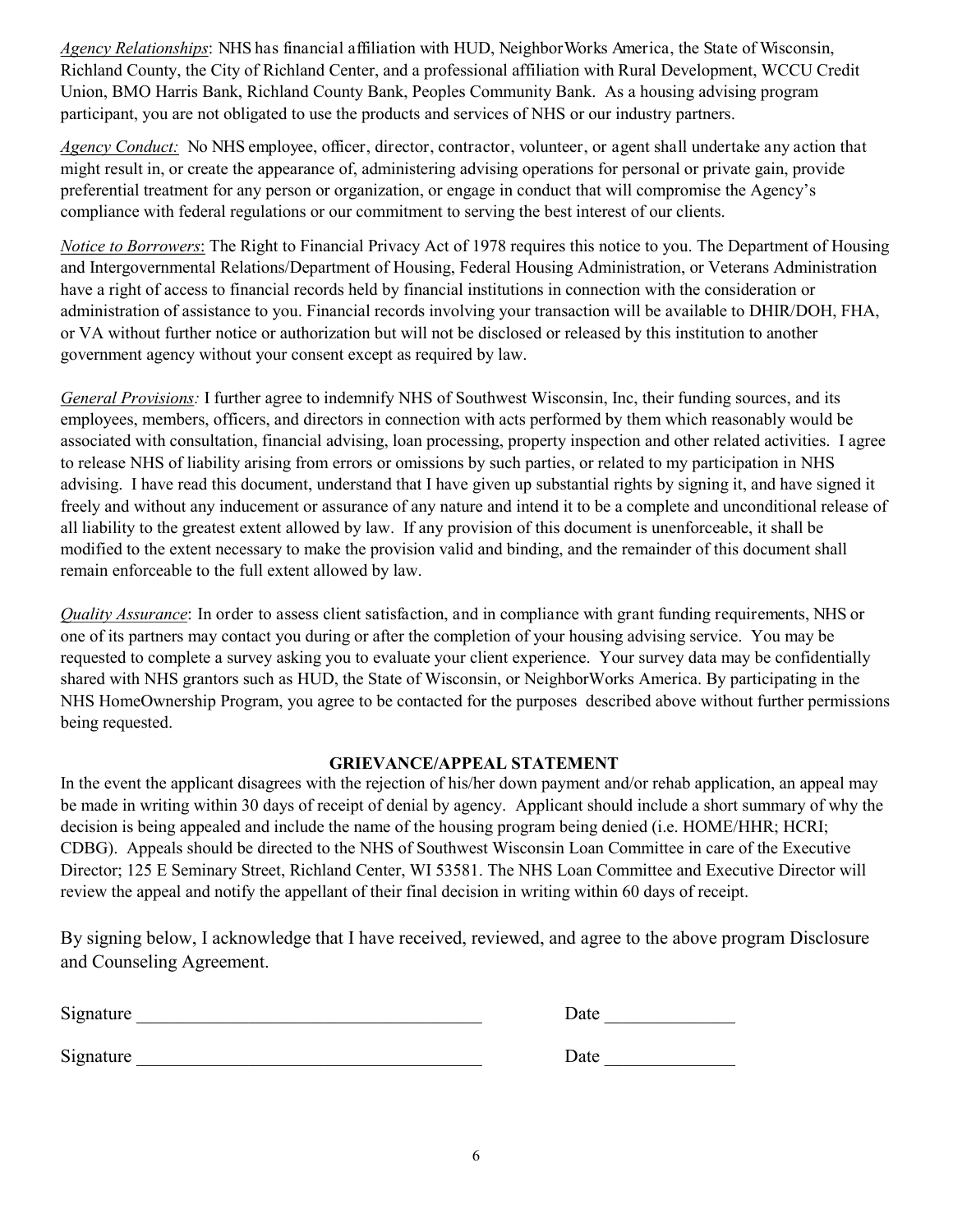*Agency Relationships*: NHS has financial affiliation with HUD, NeighborWorks America, the State of Wisconsin, Richland County, the City of Richland Center, and a professional affiliation with Rural Development, WCCU Credit Union, BMO Harris Bank, Richland County Bank, Peoples Community Bank. As a housing advising program participant, you are not obligated to use the products and services of NHS or our industry partners.

*Agency Conduct:* No NHS employee, officer, director, contractor, volunteer, or agent shall undertake any action that might result in, or create the appearance of, administering advising operations for personal or private gain, provide preferential treatment for any person or organization, or engage in conduct that will compromise the Agency's compliance with federal regulations or our commitment to serving the best interest of our clients.

*Notice to Borrowers*: The Right to Financial Privacy Act of 1978 requires this notice to you. The Department of Housing and Intergovernmental Relations/Department of Housing, Federal Housing Administration, or Veterans Administration have a right of access to financial records held by financial institutions in connection with the consideration or administration of assistance to you. Financial records involving your transaction will be available to DHIR/DOH, FHA, or VA without further notice or authorization but will not be disclosed or released by this institution to another government agency without your consent except as required by law.

*General Provisions:* I further agree to indemnify NHS of Southwest Wisconsin, Inc, their funding sources, and its employees, members, officers, and directors in connection with acts performed by them which reasonably would be associated with consultation, financial advising, loan processing, property inspection and other related activities. I agree to release NHS of liability arising from errors or omissions by such parties, or related to my participation in NHS advising. I have read this document, understand that I have given up substantial rights by signing it, and have signed it freely and without any inducement or assurance of any nature and intend it to be a complete and unconditional release of all liability to the greatest extent allowed by law. If any provision of this document is unenforceable, it shall be modified to the extent necessary to make the provision valid and binding, and the remainder of this document shall remain enforceable to the full extent allowed by law.

*Quality Assurance*: In order to assess client satisfaction, and in compliance with grant funding requirements, NHS or one of its partners may contact you during or after the completion of your housing advising service. You may be requested to complete a survey asking you to evaluate your client experience. Your survey data may be confidentially shared with NHS grantors such as HUD, the State of Wisconsin, or NeighborWorks America. By participating in the NHS HomeOwnership Program, you agree to be contacted for the purposes described above without further permissions being requested.

**GRIEVANCE/APPEAL STATEMENT**

In the event the applicant disagrees with the rejection of his/her down payment and/or rehab application, an appeal may be made in writing within 30 days of receipt of denial by agency. Applicant should include a short summary of why the decision is being appealed and include the name of the housing program being denied (i.e. HOME/HHR; HCRI; CDBG). Appeals should be directed to the NHS of Southwest Wisconsin Loan Committee in care of the Executive Director; 125 E Seminary Street, Richland Center, WI 53581. The NHS Loan Committee and Executive Director will review the appeal and notify the appellant of their final decision in writing within 60 days of receipt.

By signing below, I acknowledge that I have received, reviewed, and agree to the above program Disclosure and Counseling Agreement.

Signature ___________________________________ Date _____________

Signature ___________________________________ Date _____________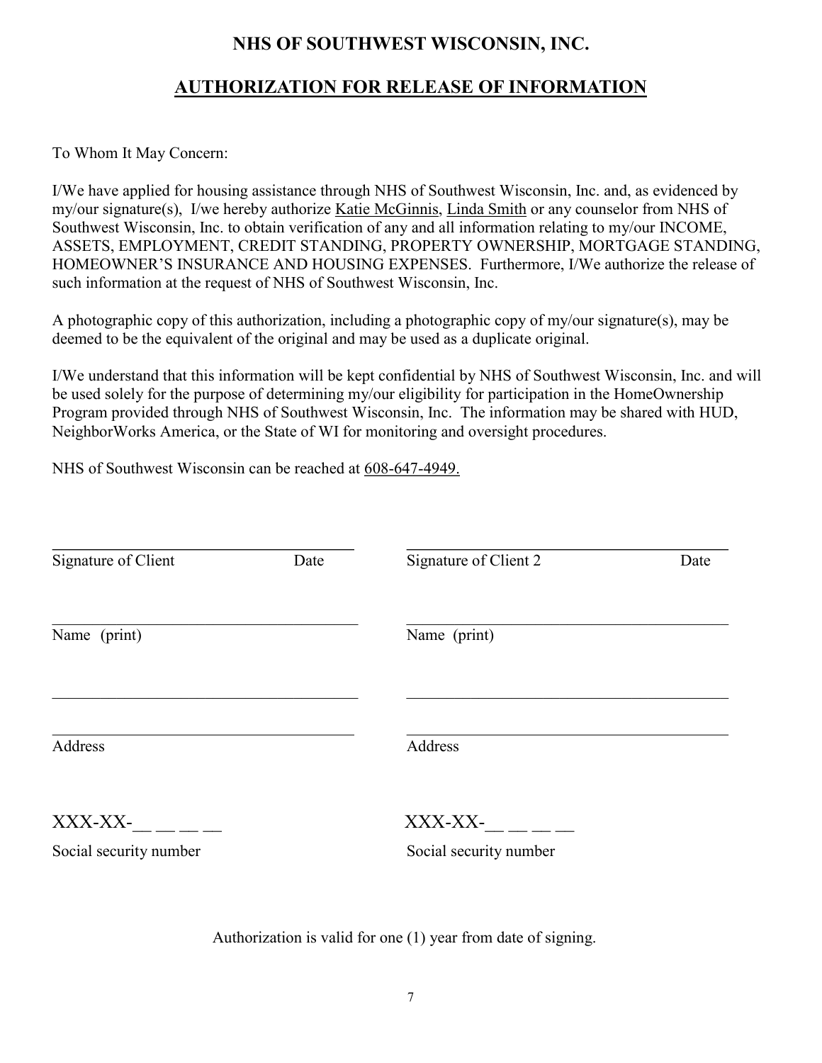# NHS OF SOUTHWEST WISCONSIN, INC.

## AUTHORIZATION FOR RELEASE OF INFORMATION

To Whom It May Concern:

I/We have applied for housing assistance through NHS of Southwest Wisconsin, Inc. and, as evidenced by my/our signature(s), I/we hereby authorize Katie McGinnis, Linda Smith or any counselor from NHS of Southwest Wisconsin, Inc. to obtain verification of any and all information relating to my/our INCOME, ASSETS, EMPLOYMENT, CREDIT STANDING, PROPERTY OWNERSHIP, MORTGAGE STANDING, HOMEOWNER'S INSURANCE AND HOUSING EXPENSES. Furthermore, I/We authorize the release of such information at the request of NHS of Southwest Wisconsin, Inc.

A photographic copy of this authorization, including a photographic copy of my/our signature(s), may be deemed to be the equivalent of the original and may be used as a duplicate original.

I/We understand that this information will be kept confidential by NHS of Southwest Wisconsin, Inc. and will be used solely for the purpose of determining my/our eligibility for participation in the HomeOwnership Program provided through NHS of Southwest Wisconsin, Inc. The information may be shared with HUD, NeighborWorks America, or the State of WI for monitoring and oversight procedures.

NHS of Southwest Wisconsin can be reached at 608-647-4949.

\_\_\_\_\_\_\_\_\_\_\_\_\_\_\_\_\_\_\_\_\_\_\_\_\_\_\_\_\_\_\_\_\_\_\_\_\_\_
Signature of Client                Date

\_\_\_\_\_\_\_\_\_\_\_\_\_\_\_\_\_\_\_\_\_\_\_\_\_\_\_\_\_\_\_\_\_\_\_\_\_\_
Name (print)

\_\_\_\_\_\_\_\_\_\_\_\_\_\_\_\_\_\_\_\_\_\_\_\_\_\_\_\_\_\_\_\_\_\_\_\_\_\_

\_\_\_\_\_\_\_\_\_\_\_\_\_\_\_\_\_\_\_\_\_\_\_\_\_\_\_\_\_\_\_\_\_\_\_\_\_\_
Address

XXX-XX-\_\_ \_\_ \_\_ \_\_
Social security number

\_\_\_\_\_\_\_\_\_\_\_\_\_\_\_\_\_\_\_\_\_\_\_\_\_\_\_\_\_\_\_\_\_\_\_\_\_\_
Signature of Client 2                Date

\_\_\_\_\_\_\_\_\_\_\_\_\_\_\_\_\_\_\_\_\_\_\_\_\_\_\_\_\_\_\_\_\_\_\_\_\_\_
Name (print)

\_\_\_\_\_\_\_\_\_\_\_\_\_\_\_\_\_\_\_\_\_\_\_\_\_\_\_\_\_\_\_\_\_\_\_\_\_\_

\_\_\_\_\_\_\_\_\_\_\_\_\_\_\_\_\_\_\_\_\_\_\_\_\_\_\_\_\_\_\_\_\_\_\_\_\_\_
Address

XXX-XX-\_\_ \_\_ \_\_ \_\_
Social security number

Authorization is valid for one (1) year from date of signing.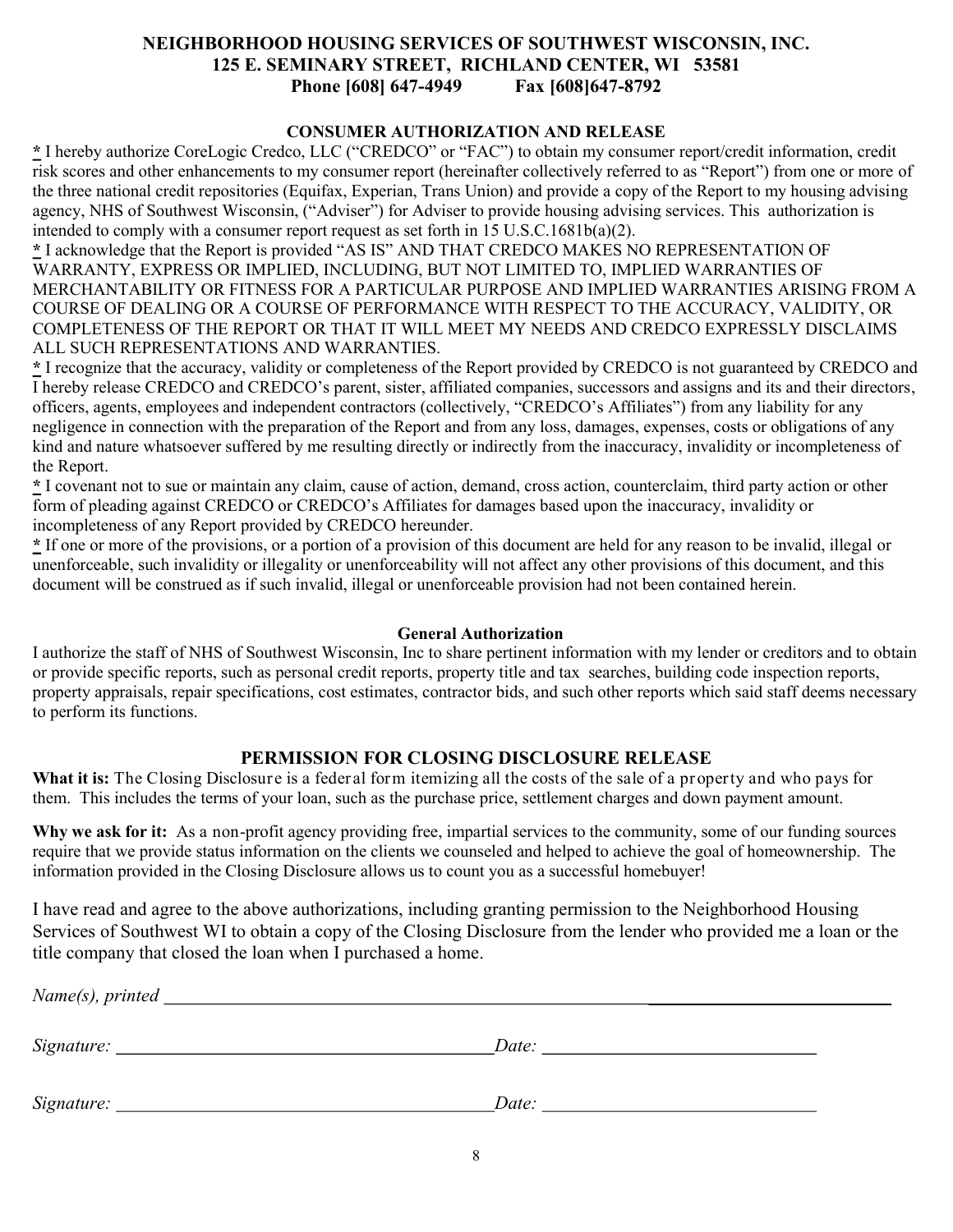**NEIGHBORHOOD HOUSING SERVICES OF SOUTHWEST WISCONSIN, INC.**
**125 E. SEMINARY STREET, RICHLAND CENTER, WI 53581**
**Phone [608] 647-4949 Fax [608]647-8792**

## CONSUMER AUTHORIZATION AND RELEASE

* I hereby authorize CoreLogic Credco, LLC ("CREDCO" or "FAC") to obtain my consumer report/credit information, credit risk scores and other enhancements to my consumer report (hereinafter collectively referred to as "Report") from one or more of the three national credit repositories (Equifax, Experian, Trans Union) and provide a copy of the Report to my housing advising agency, NHS of Southwest Wisconsin, ("Adviser") for Adviser to provide housing advising services. This authorization is intended to comply with a consumer report request as set forth in 15 U.S.C.1681b(a)(2).

* I acknowledge that the Report is provided "AS IS" AND THAT CREDCO MAKES NO REPRESENTATION OF WARRANTY, EXPRESS OR IMPLIED, INCLUDING, BUT NOT LIMITED TO, IMPLIED WARRANTIES OF MERCHANTABILITY OR FITNESS FOR A PARTICULAR PURPOSE AND IMPLIED WARRANTIES ARISING FROM A COURSE OF DEALING OR A COURSE OF PERFORMANCE WITH RESPECT TO THE ACCURACY, VALIDITY, OR COMPLETENESS OF THE REPORT OR THAT IT WILL MEET MY NEEDS AND CREDCO EXPRESSLY DISCLAIMS ALL SUCH REPRESENTATIONS AND WARRANTIES.

* I recognize that the accuracy, validity or completeness of the Report provided by CREDCO is not guaranteed by CREDCO and I hereby release CREDCO and CREDCO's parent, sister, affiliated companies, successors and assigns and its and their directors, officers, agents, employees and independent contractors (collectively, "CREDCO's Affiliates") from any liability for any negligence in connection with the preparation of the Report and from any loss, damages, expenses, costs or obligations of any kind and nature whatsoever suffered by me resulting directly or indirectly from the inaccuracy, invalidity or incompleteness of the Report.

* I covenant not to sue or maintain any claim, cause of action, demand, cross action, counterclaim, third party action or other form of pleading against CREDCO or CREDCO's Affiliates for damages based upon the inaccuracy, invalidity or incompleteness of any Report provided by CREDCO hereunder.

* If one or more of the provisions, or a portion of a provision of this document are held for any reason to be invalid, illegal or unenforceable, such invalidity or illegality or unenforceability will not affect any other provisions of this document, and this document will be construed as if such invalid, illegal or unenforceable provision had not been contained herein.

### General Authorization

I authorize the staff of NHS of Southwest Wisconsin, Inc to share pertinent information with my lender or creditors and to obtain or provide specific reports, such as personal credit reports, property title and tax searches, building code inspection reports, property appraisals, repair specifications, cost estimates, contractor bids, and such other reports which said staff deems necessary to perform its functions.

## PERMISSION FOR CLOSING DISCLOSURE RELEASE

**What it is:** The Closing Disclosure is a federal form itemizing all the costs of the sale of a property and who pays for them. This includes the terms of your loan, such as the purchase price, settlement charges and down payment amount.

**Why we ask for it:** As a non-profit agency providing free, impartial services to the community, some of our funding sources require that we provide status information on the clients we counseled and helped to achieve the goal of homeownership. The information provided in the Closing Disclosure allows us to count you as a successful homebuyer!

I have read and agree to the above authorizations, including granting permission to the Neighborhood Housing Services of Southwest WI to obtain a copy of the Closing Disclosure from the lender who provided me a loan or the title company that closed the loan when I purchased a home.

*Name(s), printed* ______________________________________________

*Signature:* ______________________________ *Date:* ______________________

*Signature:* ______________________________ *Date:* ______________________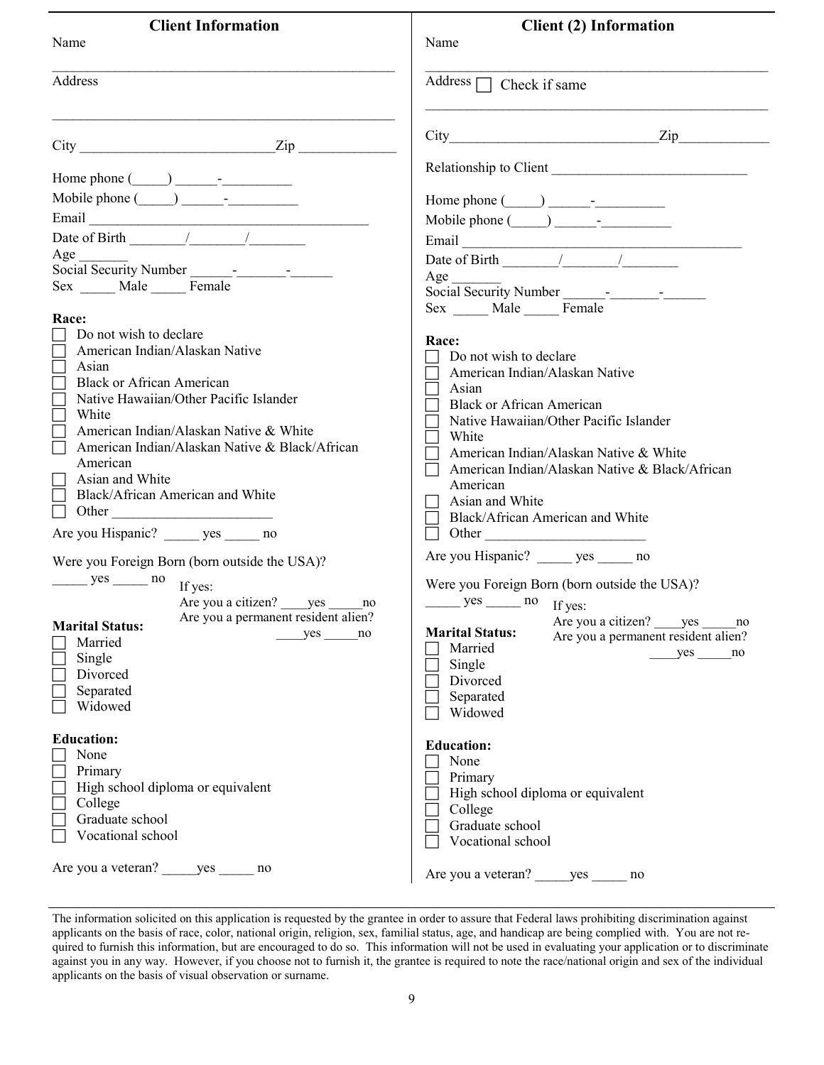## Client Information

Name

\_\_\_\_\_\_\_\_\_\_\_\_\_\_\_\_\_\_\_\_\_\_\_\_\_\_\_\_\_\_\_\_\_\_\_\_\_\_\_\_\_\_\_\_\_\_

Address

\_\_\_\_\_\_\_\_\_\_\_\_\_\_\_\_\_\_\_\_\_\_\_\_\_\_\_\_\_\_\_\_\_\_\_\_\_\_\_\_\_\_\_\_\_\_

City \_\_\_\_\_\_\_\_\_\_\_\_\_\_\_\_\_\_\_\_\_\_\_\_\_\_\_Zip \_\_\_\_\_\_\_\_\_\_\_\_\_

Home phone (\_\_\_\_\_) \_\_\_\_\_\_-\_\_\_\_\_\_\_\_\_\_

Mobile phone (\_\_\_\_\_) \_\_\_\_\_\_-\_\_\_\_\_\_\_\_\_\_

Email \_\_\_\_\_\_\_\_\_\_\_\_\_\_\_\_\_\_\_\_\_\_\_\_\_\_\_\_\_\_\_\_\_\_\_\_\_\_\_

Date of Birth \_\_\_\_\_\_\_\_/\_\_\_\_\_\_\_\_/\_\_\_\_\_\_\_\_

Age \_\_\_\_\_\_\_

Social Security Number \_\_\_\_\_\_-\_\_\_\_\_\_\_-\_\_\_\_\_\_

Sex \_\_\_\_\_ Male \_\_\_\_\_ Female

**Race:**

- ☐ Do not wish to declare
- ☐ American Indian/Alaskan Native
- ☐ Asian
- ☐ Black or African American
- ☐ Native Hawaiian/Other Pacific Islander
- ☐ White
- ☐ American Indian/Alaskan Native & White
- ☐ American Indian/Alaskan Native & Black/African American
- ☐ Asian and White
- ☐ Black/African American and White
- ☐ Other \_\_\_\_\_\_\_\_\_\_\_\_\_\_\_\_\_\_\_\_\_\_

Are you Hispanic? \_\_\_\_\_ yes \_\_\_\_\_ no

Were you Foreign Born (born outside the USA)?

\_\_\_\_\_ yes \_\_\_\_\_ no

If yes:
Are you a citizen? \_\_\_\_yes \_\_\_\_\_no
Are you a permanent resident alien? \_\_\_\_yes \_\_\_\_\_no

**Marital Status:**

- ☐ Married
- ☐ Single
- ☐ Divorced
- ☐ Separated
- ☐ Widowed

**Education:**

- ☐ None
- ☐ Primary
- ☐ High school diploma or equivalent
- ☐ College
- ☐ Graduate school
- ☐ Vocational school

Are you a veteran? \_\_\_\_\_yes \_\_\_\_\_ no

## Client (2) Information

Name

\_\_\_\_\_\_\_\_\_\_\_\_\_\_\_\_\_\_\_\_\_\_\_\_\_\_\_\_\_\_\_\_\_\_\_\_\_\_\_\_\_\_\_\_\_\_

Address ☐ Check if same

\_\_\_\_\_\_\_\_\_\_\_\_\_\_\_\_\_\_\_\_\_\_\_\_\_\_\_\_\_\_\_\_\_\_\_\_\_\_\_\_\_\_\_\_\_\_

City\_\_\_\_\_\_\_\_\_\_\_\_\_\_\_\_\_\_\_\_\_\_\_\_\_\_\_\_\_\_Zip\_\_\_\_\_\_\_\_\_\_\_\_\_

Relationship to Client \_\_\_\_\_\_\_\_\_\_\_\_\_\_\_\_\_\_\_\_\_\_\_\_\_\_\_\_

Home phone (\_\_\_\_\_) \_\_\_\_\_\_-\_\_\_\_\_\_\_\_\_\_

Mobile phone (\_\_\_\_\_) \_\_\_\_\_\_-\_\_\_\_\_\_\_\_\_\_

Email \_\_\_\_\_\_\_\_\_\_\_\_\_\_\_\_\_\_\_\_\_\_\_\_\_\_\_\_\_\_\_\_\_\_\_\_\_\_\_

Date of Birth \_\_\_\_\_\_\_\_/\_\_\_\_\_\_\_\_/\_\_\_\_\_\_\_\_

Age \_\_\_\_\_\_\_

Social Security Number \_\_\_\_\_\_-\_\_\_\_\_\_\_-\_\_\_\_\_\_

Sex \_\_\_\_\_ Male \_\_\_\_\_ Female

**Race:**

- ☐ Do not wish to declare
- ☐ American Indian/Alaskan Native
- ☐ Asian
- ☐ Black or African American
- ☐ Native Hawaiian/Other Pacific Islander
- ☐ White
- ☐ American Indian/Alaskan Native & White
- ☐ American Indian/Alaskan Native & Black/African American
- ☐ Asian and White
- ☐ Black/African American and White
- ☐ Other \_\_\_\_\_\_\_\_\_\_\_\_\_\_\_\_\_\_\_\_\_\_

Are you Hispanic? \_\_\_\_\_ yes \_\_\_\_\_ no

Were you Foreign Born (born outside the USA)?

\_\_\_\_\_ yes \_\_\_\_\_ no

If yes:
Are you a citizen? \_\_\_\_yes \_\_\_\_\_no
Are you a permanent resident alien? \_\_\_\_yes \_\_\_\_\_no

**Marital Status:**

- ☐ Married
- ☐ Single
- ☐ Divorced
- ☐ Separated
- ☐ Widowed

**Education:**

- ☐ None
- ☐ Primary
- ☐ High school diploma or equivalent
- ☐ College
- ☐ Graduate school
- ☐ Vocational school

Are you a veteran? \_\_\_\_\_yes \_\_\_\_\_ no

---

The information solicited on this application is requested by the grantee in order to assure that Federal laws prohibiting discrimination against applicants on the basis of race, color, national origin, religion, sex, familial status, age, and handicap are being complied with. You are not required to furnish this information, but are encouraged to do so. This information will not be used in evaluating your application or to discriminate against you in any way. However, if you choose not to furnish it, the grantee is required to note the race/national origin and sex of the individual applicants on the basis of visual observation or surname.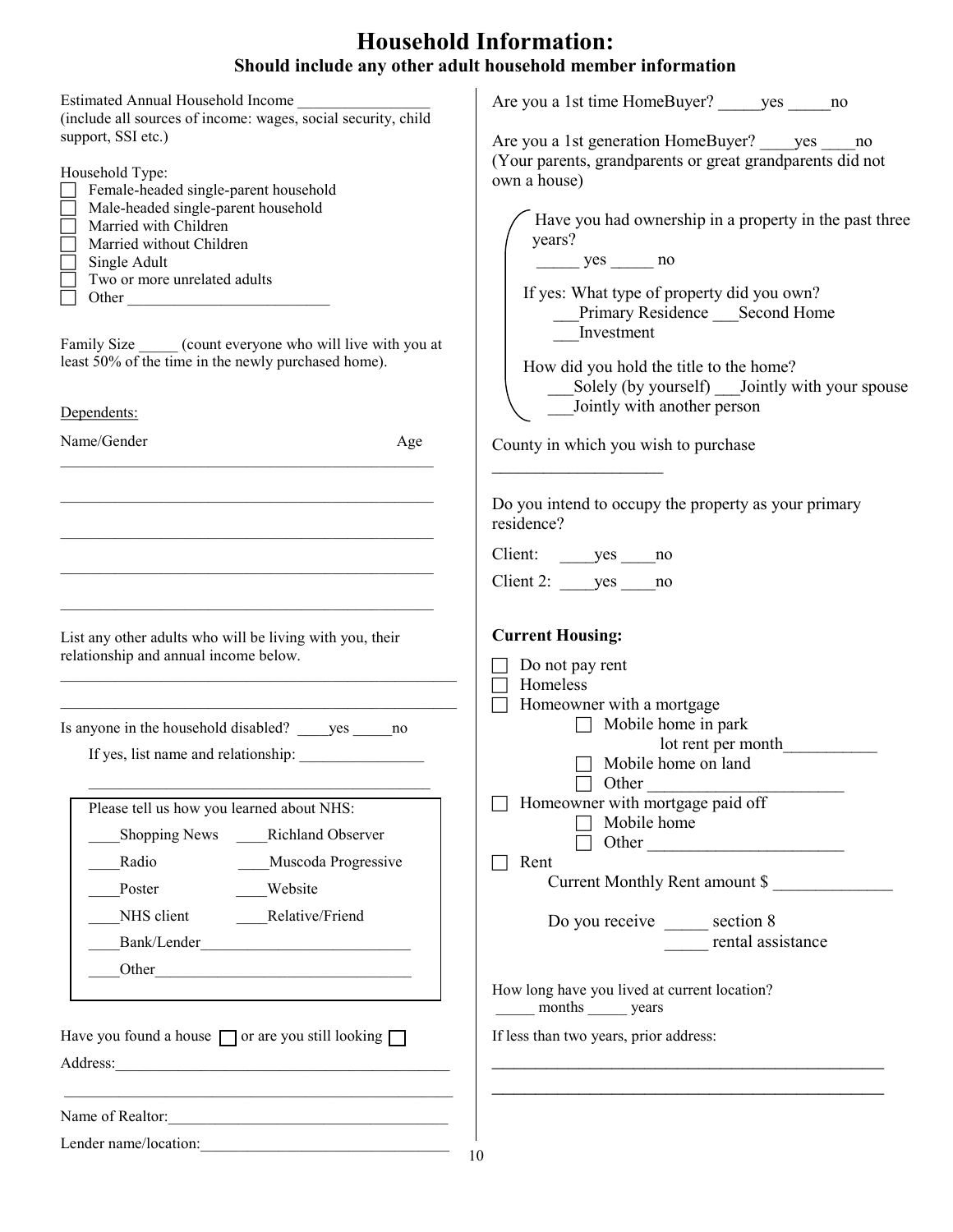# Household Information:

## Should include any other adult household member information

Estimated Annual Household Income _________________
(include all sources of income: wages, social security, child support, SSI etc.)

Household Type:

- ☐ Female-headed single-parent household
- ☐ Male-headed single-parent household
- ☐ Married with Children
- ☐ Married without Children
- ☐ Single Adult
- ☐ Two or more unrelated adults
- ☐ Other __________________________

Family Size _____ (count everyone who will live with you at least 50% of the time in the newly purchased home).

Dependents:

Name/Gender                                                  Age

_________________________________________________

_________________________________________________

_________________________________________________

_________________________________________________

_________________________________________________

List any other adults who will be living with you, their relationship and annual income below.

_________________________________________________

_________________________________________________

Is anyone in the household disabled? ____yes _____no

If yes, list name and relationship: ________________

_________________________________________________

Please tell us how you learned about NHS:

- ____Shopping News ____Richland Observer
- ____Radio ____Muscoda Progressive
- ____Poster ____Website
- ____NHS client ____Relative/Friend
- ____Bank/Lender___________________________
- ____Other_________________________________

Have you found a house ☐ or are you still looking ☐

Address:_____________________________________________

_________________________________________________

Name of Realtor:____________________________________

Lender name/location:________________________________

Are you a 1st time HomeBuyer? _____yes _____no

Are you a 1st generation HomeBuyer? ____yes ____no
(Your parents, grandparents or great grandparents did not own a house)

Have you had ownership in a property in the past three years?
_____ yes _____ no

If yes: What type of property did you own?
___Primary Residence ___Second Home
___Investment

How did you hold the title to the home?
___Solely (by yourself) ___Jointly with your spouse
___Jointly with another person

County in which you wish to purchase
____________________

Do you intend to occupy the property as your primary residence?

Client: ____yes ____no

Client 2: ____yes ____no

**Current Housing:**

- ☐ Do not pay rent
- ☐ Homeless
- ☐ Homeowner with a mortgage
  - ☐ Mobile home in park
    lot rent per month___________
  - ☐ Mobile home on land
  - ☐ Other _______________________
- ☐ Homeowner with mortgage paid off
  - ☐ Mobile home
  - ☐ Other _______________________
- ☐ Rent
  Current Monthly Rent amount $ ______________

  Do you receive _____ section 8
  _____ rental assistance

How long have you lived at current location?
_____ months _____ years

If less than two years, prior address:

_________________________________________________

_________________________________________________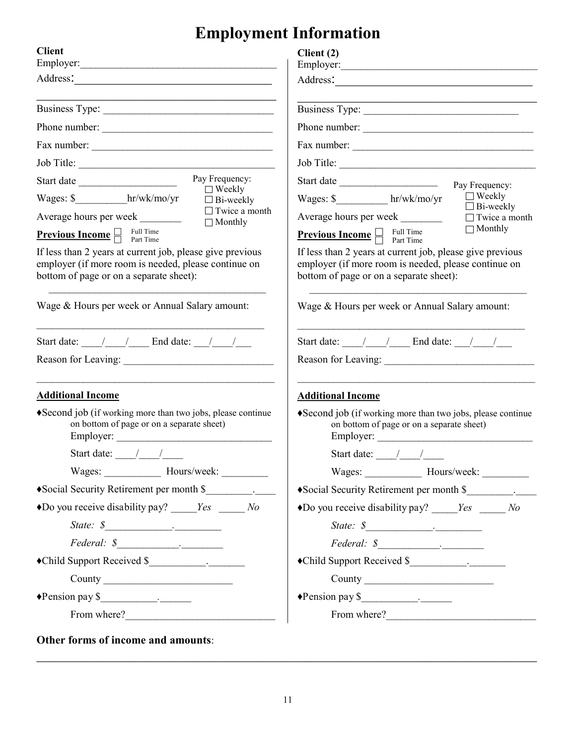# Employment Information

**Client**

Employer:______________________________________

Address:______________________________________

______________________________________________

Business Type: ________________________________

Phone number: ________________________________

Fax number: __________________________________

Job Title: ____________________________________

Start date __________________

Wages: $__________hr/wk/mo/yr

Average hours per week ________

Pay Frequency:
- ☐ Weekly
- ☐ Bi-weekly
- ☐ Twice a month
- ☐ Monthly

**Previous Income** ☐ Full Time ☐ Part Time

If less than 2 years at current job, please give previous employer (if more room is needed, please continue on bottom of page or on a separate sheet):

______________________________________________

Wage & Hours per week or Annual Salary amount:

______________________________________________

Start date: ____/____/____ End date: ___/____/___

Reason for Leaving: ____________________________

______________________________________________

**Additional Income**

♦Second job (if working more than two jobs, please continue on bottom of page or on a separate sheet)

Employer: ______________________________

Start date: ____/____/____

Wages: ___________ Hours/week: _________

♦Social Security Retirement per month $_________.____

♦Do you receive disability pay? _____*Yes* _____ *No*

*State: $*_____________._________

*Federal: $*____________.________

♦Child Support Received $___________._______

County _________________________

♦Pension pay $___________.______

From where?____________________________

**Client (2)**

Employer:______________________________________

Address:______________________________________

______________________________________________

Business Type: ________________________________

Phone number: ________________________________

Fax number: __________________________________

Job Title: ____________________________________

Start date __________________

Wages: $__________ hr/wk/mo/yr

Average hours per week ________

Pay Frequency:
- ☐ Weekly
- ☐ Bi-weekly
- ☐ Twice a month
- ☐ Monthly

**Previous Income** ☐ Full Time ☐ Part Time

If less than 2 years at current job, please give previous employer (if more room is needed, please continue on bottom of page or on a separate sheet):

______________________________________________

Wage & Hours per week or Annual Salary amount:

______________________________________________

Start date: ____/____/____ End date: ___/____/___

Reason for Leaving: ____________________________

______________________________________________

**Additional Income**

♦Second job (if working more than two jobs, please continue on bottom of page or on a separate sheet)

Employer: ______________________________

Start date: ____/____/____

Wages: ___________ Hours/week: _________

♦Social Security Retirement per month $_________.____

♦Do you receive disability pay? _____*Yes* _____ *No*

*State: $*_____________._________

*Federal: $*____________.________

♦Child Support Received $___________._______

County _________________________

♦Pension pay $___________.______

From where?____________________________

**Other forms of income and amounts**:

______________________________________________________________________________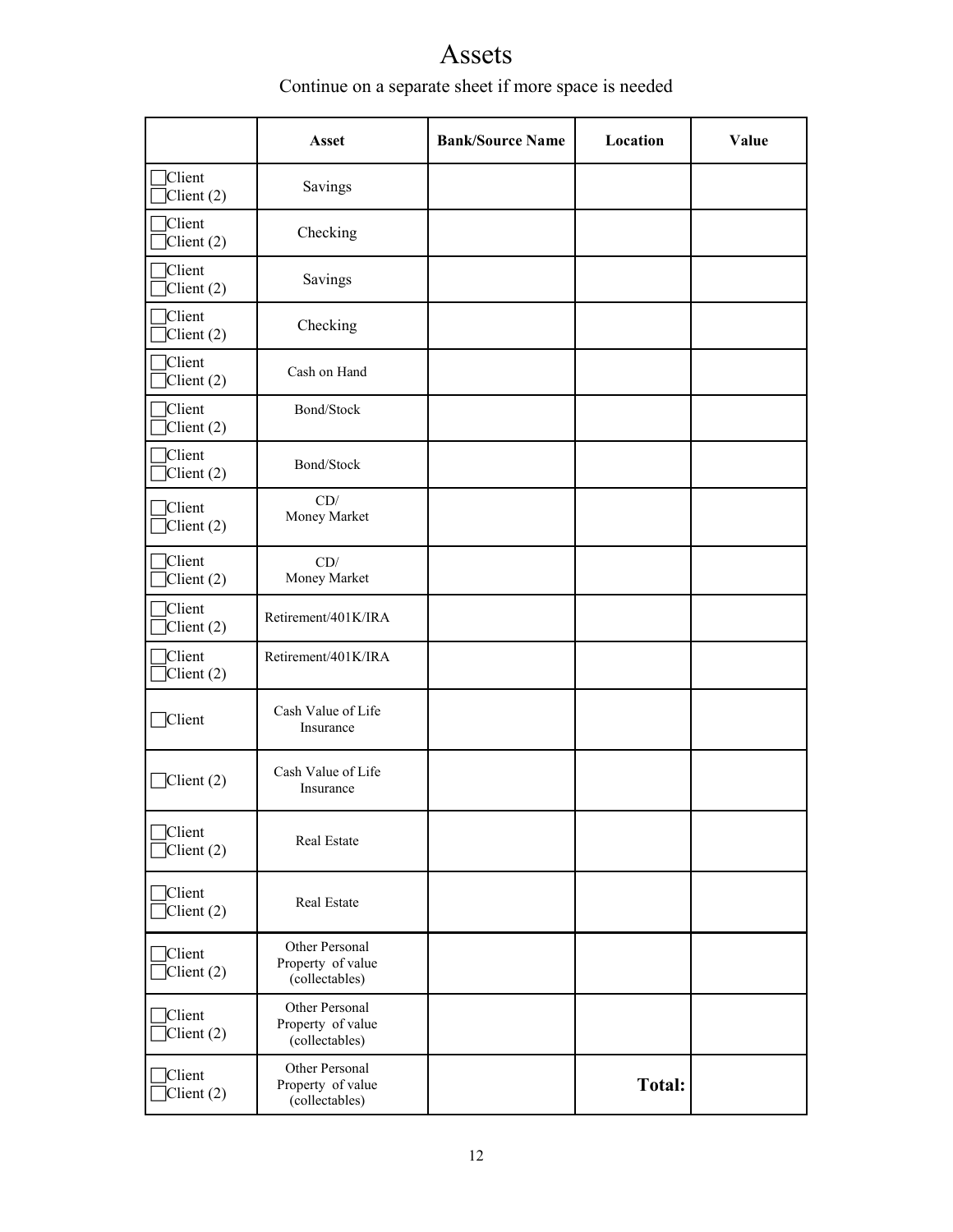# Assets

Continue on a separate sheet if more space is needed

| | Asset | Bank/Source Name | Location | Value |
|---|---|---|---|---|
| ☐Client ☐Client (2) | Savings | | | |
| ☐Client ☐Client (2) | Checking | | | |
| ☐Client ☐Client (2) | Savings | | | |
| ☐Client ☐Client (2) | Checking | | | |
| ☐Client ☐Client (2) | Cash on Hand | | | |
| ☐Client ☐Client (2) | Bond/Stock | | | |
| ☐Client ☐Client (2) | Bond/Stock | | | |
| ☐Client ☐Client (2) | CD/ Money Market | | | |
| ☐Client ☐Client (2) | CD/ Money Market | | | |
| ☐Client ☐Client (2) | Retirement/401K/IRA | | | |
| ☐Client ☐Client (2) | Retirement/401K/IRA | | | |
| ☐Client | Cash Value of Life Insurance | | | |
| ☐Client (2) | Cash Value of Life Insurance | | | |
| ☐Client ☐Client (2) | Real Estate | | | |
| ☐Client ☐Client (2) | Real Estate | | | |
| ☐Client ☐Client (2) | Other Personal Property of value (collectables) | | | |
| ☐Client ☐Client (2) | Other Personal Property of value (collectables) | | | |
| ☐Client ☐Client (2) | Other Personal Property of value (collectables) | | **Total:** | |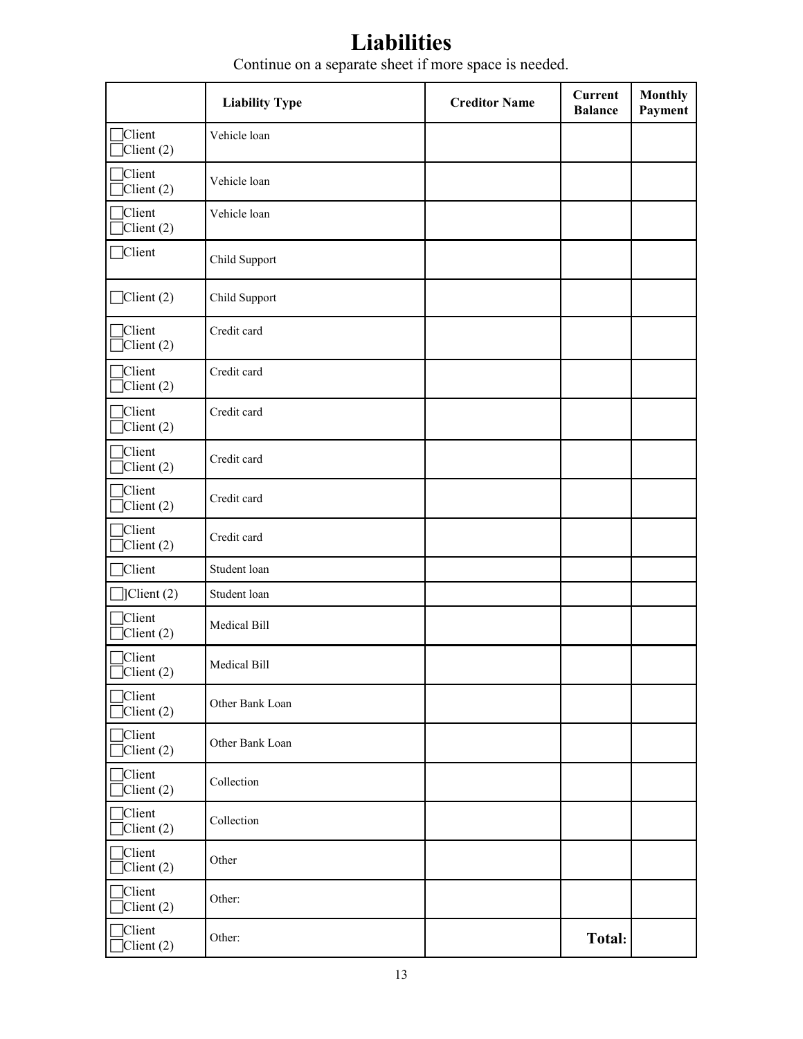# Liabilities

Continue on a separate sheet if more space is needed.

| | Liability Type | Creditor Name | Current Balance | Monthly Payment |
|---|---|---|---|---|
| ☐Client ☐Client (2) | Vehicle loan | | | |
| ☐Client ☐Client (2) | Vehicle loan | | | |
| ☐Client ☐Client (2) | Vehicle loan | | | |
| ☐Client | Child Support | | | |
| ☐Client (2) | Child Support | | | |
| ☐Client ☐Client (2) | Credit card | | | |
| ☐Client ☐Client (2) | Credit card | | | |
| ☐Client ☐Client (2) | Credit card | | | |
| ☐Client ☐Client (2) | Credit card | | | |
| ☐Client ☐Client (2) | Credit card | | | |
| ☐Client ☐Client (2) | Credit card | | | |
| ☐Client | Student loan | | | |
| ☐]Client (2) | Student loan | | | |
| ☐Client ☐Client (2) | Medical Bill | | | |
| ☐Client ☐Client (2) | Medical Bill | | | |
| ☐Client ☐Client (2) | Other Bank Loan | | | |
| ☐Client ☐Client (2) | Other Bank Loan | | | |
| ☐Client ☐Client (2) | Collection | | | |
| ☐Client ☐Client (2) | Collection | | | |
| ☐Client ☐Client (2) | Other | | | |
| ☐Client ☐Client (2) | Other: | | | |
| ☐Client ☐Client (2) | Other: | | **Total:** | |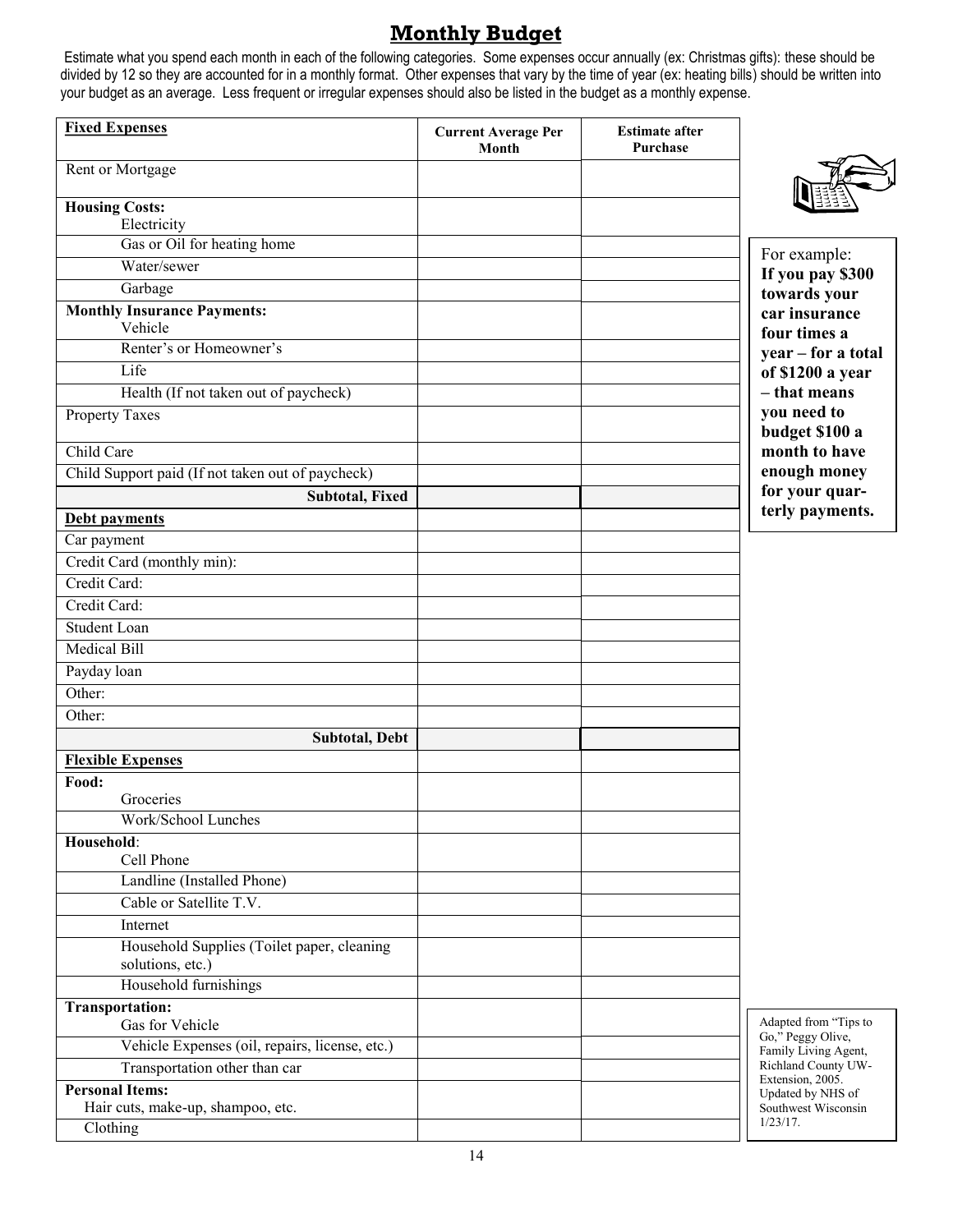# Monthly Budget

Estimate what you spend each month in each of the following categories. Some expenses occur annually (ex: Christmas gifts): these should be divided by 12 so they are accounted for in a monthly format. Other expenses that vary by the time of year (ex: heating bills) should be written into your budget as an average. Less frequent or irregular expenses should also be listed in the budget as a monthly expense.

| **Fixed Expenses** | **Current Average Per Month** | **Estimate after Purchase** |
|---|---|---|
| Rent or Mortgage | | |
| **Housing Costs:** Electricity | | |
| Gas or Oil for heating home | | |
| Water/sewer | | |
| Garbage | | |
| **Monthly Insurance Payments:** Vehicle | | |
| Renter's or Homeowner's | | |
| Life | | |
| Health (If not taken out of paycheck) | | |
| Property Taxes | | |
| Child Care | | |
| Child Support paid (If not taken out of paycheck) | | |
| **Subtotal, Fixed** | | |
| **Debt payments** | | |
| Car payment | | |
| Credit Card (monthly min): | | |
| Credit Card: | | |
| Credit Card: | | |
| Student Loan | | |
| Medical Bill | | |
| Payday loan | | |
| Other: | | |
| Other: | | |
| **Subtotal, Debt** | | |
| **Flexible Expenses** | | |
| **Food:** Groceries | | |
| Work/School Lunches | | |
| **Household:** Cell Phone | | |
| Landline (Installed Phone) | | |
| Cable or Satellite T.V. | | |
| Internet | | |
| Household Supplies (Toilet paper, cleaning solutions, etc.) | | |
| Household furnishings | | |
| **Transportation:** Gas for Vehicle | | |
| Vehicle Expenses (oil, repairs, license, etc.) | | |
| Transportation other than car | | |
| **Personal Items:** Hair cuts, make-up, shampoo, etc. | | |
| Clothing | | |

For example: **If you pay $300 towards your car insurance four times a year – for a total of $1200 a year – that means you need to budget $100 a month to have enough money for your quarterly payments.**

Adapted from "Tips to Go," Peggy Olive, Family Living Agent, Richland County UW-Extension, 2005. Updated by NHS of Southwest Wisconsin 1/23/17.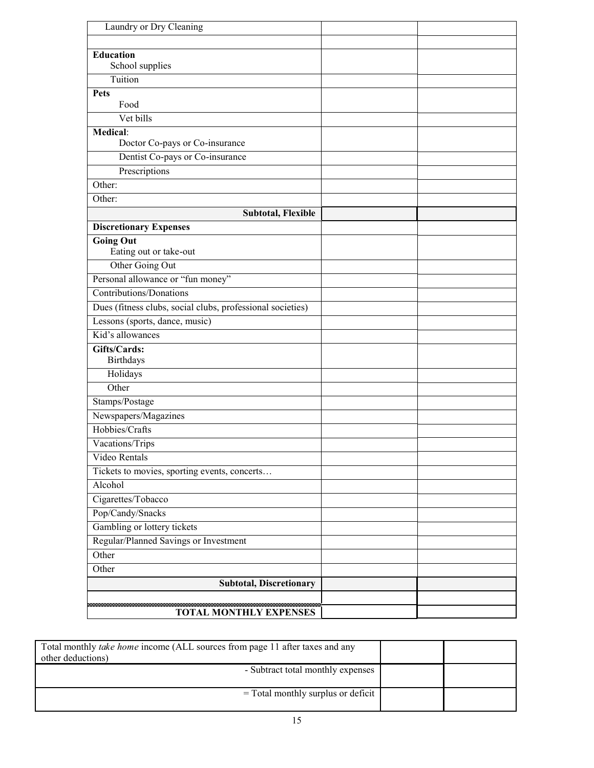| | | |
|---|---|---|
| Laundry or Dry Cleaning | | |
| | | |
| **Education**<br>School supplies | | |
| Tuition | | |
| **Pets**<br>Food | | |
| Vet bills | | |
| **Medical**:<br>Doctor Co-pays or Co-insurance | | |
| Dentist Co-pays or Co-insurance | | |
| Prescriptions | | |
| Other: | | |
| Other: | | |
| **Subtotal, Flexible** | | |
| **Discretionary Expenses** | | |
| **Going Out**<br>Eating out or take-out | | |
| Other Going Out | | |
| Personal allowance or "fun money" | | |
| Contributions/Donations | | |
| Dues (fitness clubs, social clubs, professional societies) | | |
| Lessons (sports, dance, music) | | |
| Kid's allowances | | |
| **Gifts/Cards:**<br>Birthdays | | |
| Holidays | | |
| Other | | |
| Stamps/Postage | | |
| Newspapers/Magazines | | |
| Hobbies/Crafts | | |
| Vacations/Trips | | |
| Video Rentals | | |
| Tickets to movies, sporting events, concerts… | | |
| Alcohol | | |
| Cigarettes/Tobacco | | |
| Pop/Candy/Snacks | | |
| Gambling or lottery tickets | | |
| Regular/Planned Savings or Investment | | |
| Other | | |
| Other | | |
| **Subtotal, Discretionary** | | |
| | | |
| **TOTAL MONTHLY EXPENSES** | | |

| | | |
|---|---|---|
| Total monthly *take home* income (ALL sources from page 11 after taxes and any other deductions) | | |
| - Subtract total monthly expenses | | |
| = Total monthly surplus or deficit | | |